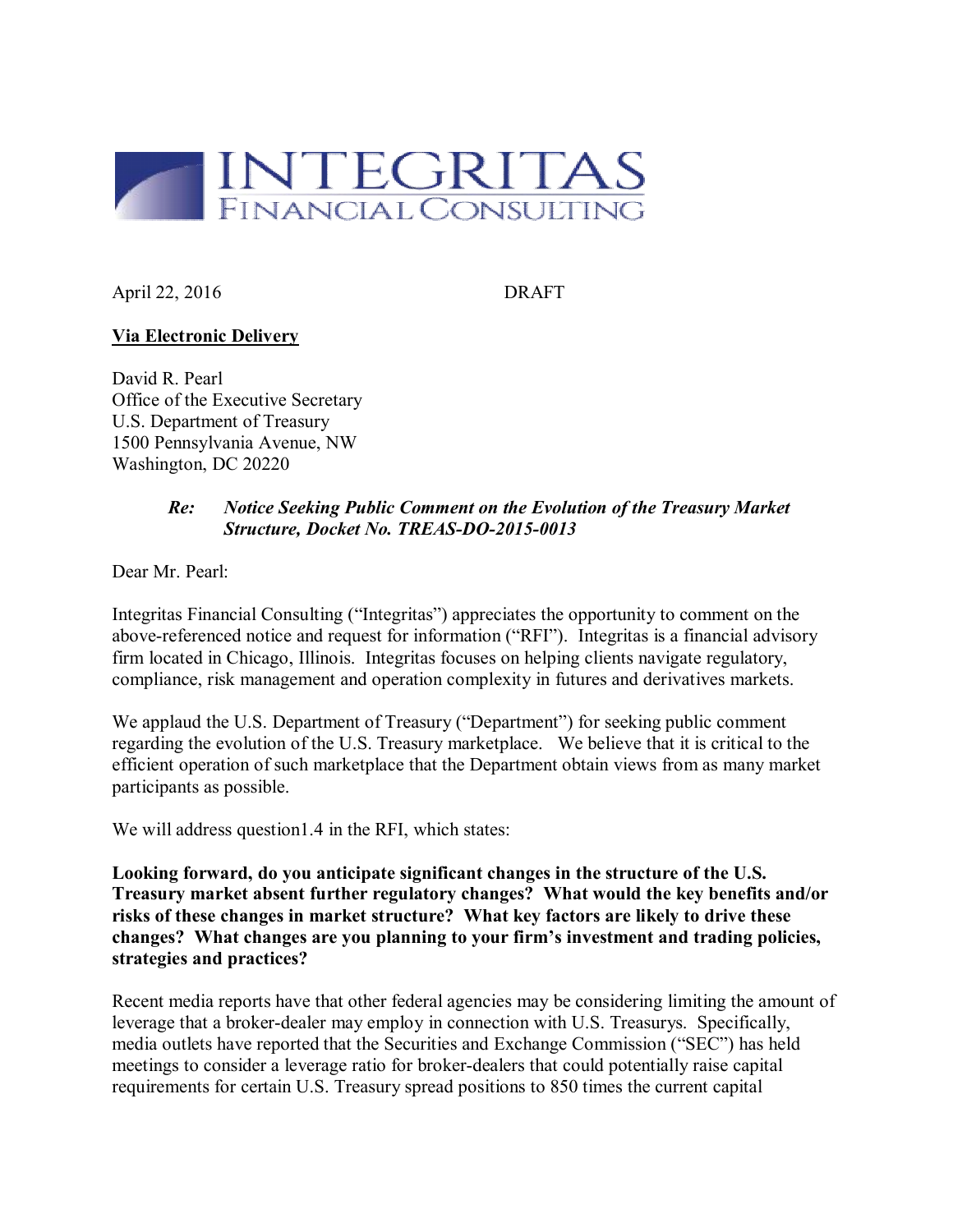**INTEGRITAS**
FINANCIAL CONSULTING

April 22, 2016 DRAFT

**Via Electronic Delivery**

David R. Pearl
Office of the Executive Secretary
U.S. Department of Treasury
1500 Pennsylvania Avenue, NW
Washington, DC 20220

> ***Re: Notice Seeking Public Comment on the Evolution of the Treasury Market Structure, Docket No. TREAS-DO-2015-0013***

Dear Mr. Pearl:

Integritas Financial Consulting ("Integritas") appreciates the opportunity to comment on the above-referenced notice and request for information ("RFI"). Integritas is a financial advisory firm located in Chicago, Illinois. Integritas focuses on helping clients navigate regulatory, compliance, risk management and operation complexity in futures and derivatives markets.

We applaud the U.S. Department of Treasury ("Department") for seeking public comment regarding the evolution of the U.S. Treasury marketplace. We believe that it is critical to the efficient operation of such marketplace that the Department obtain views from as many market participants as possible.

We will address question1.4 in the RFI, which states:

**Looking forward, do you anticipate significant changes in the structure of the U.S. Treasury market absent further regulatory changes? What would the key benefits and/or risks of these changes in market structure? What key factors are likely to drive these changes? What changes are you planning to your firm's investment and trading policies, strategies and practices?**

Recent media reports have that other federal agencies may be considering limiting the amount of leverage that a broker-dealer may employ in connection with U.S. Treasurys. Specifically, media outlets have reported that the Securities and Exchange Commission ("SEC") has held meetings to consider a leverage ratio for broker-dealers that could potentially raise capital requirements for certain U.S. Treasury spread positions to 850 times the current capital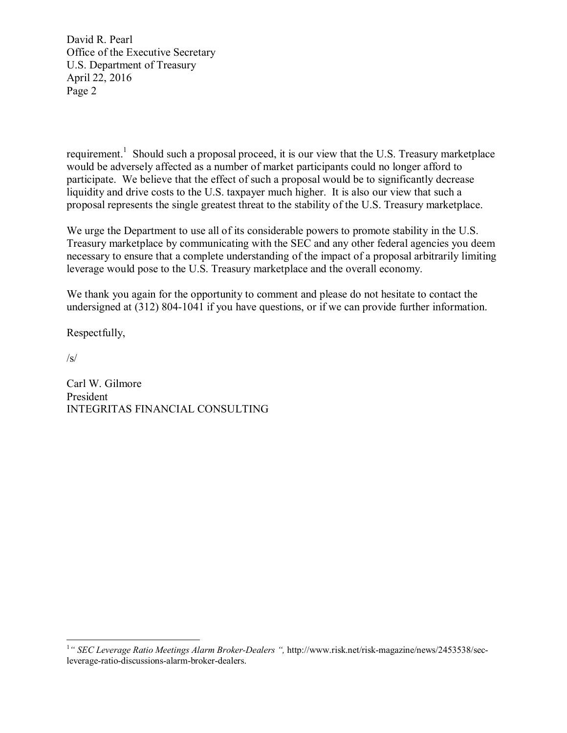requirement.[1] Should such a proposal proceed, it is our view that the U.S. Treasury marketplace would be adversely affected as a number of market participants could no longer afford to participate. We believe that the effect of such a proposal would be to significantly decrease liquidity and drive costs to the U.S. taxpayer much higher. It is also our view that such a proposal represents the single greatest threat to the stability of the U.S. Treasury marketplace.

We urge the Department to use all of its considerable powers to promote stability in the U.S. Treasury marketplace by communicating with the SEC and any other federal agencies you deem necessary to ensure that a complete understanding of the impact of a proposal arbitrarily limiting leverage would pose to the U.S. Treasury marketplace and the overall economy.

We thank you again for the opportunity to comment and please do not hesitate to contact the undersigned at (312) 804-1041 if you have questions, or if we can provide further information.

Respectfully,

/s/

Carl W. Gilmore
President
INTEGRITAS FINANCIAL CONSULTING

---

[1] *" SEC Leverage Ratio Meetings Alarm Broker-Dealers ",* http://www.risk.net/risk-magazine/news/2453538/sec-leverage-ratio-discussions-alarm-broker-dealers.